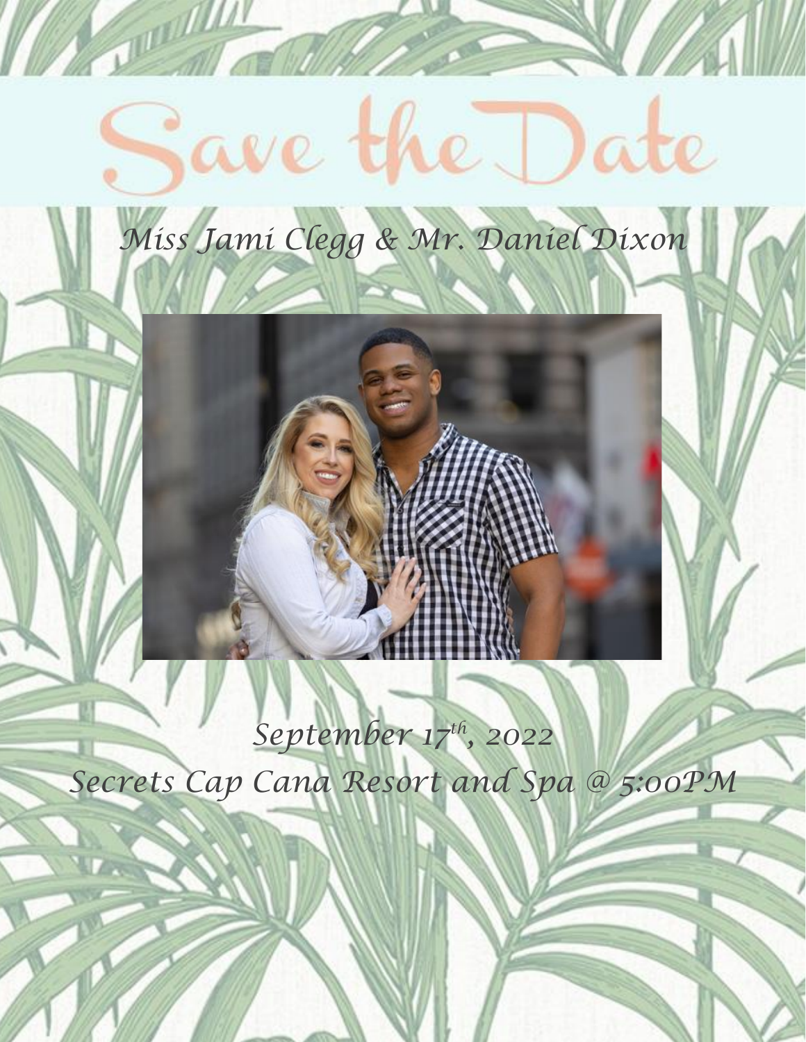# Save the Date

*Miss Jami Clegg & Mr. Daniel Dixon*

*September 17th, 2022*

*Secrets Cap Cana Resort and Spa @ 5:00PM*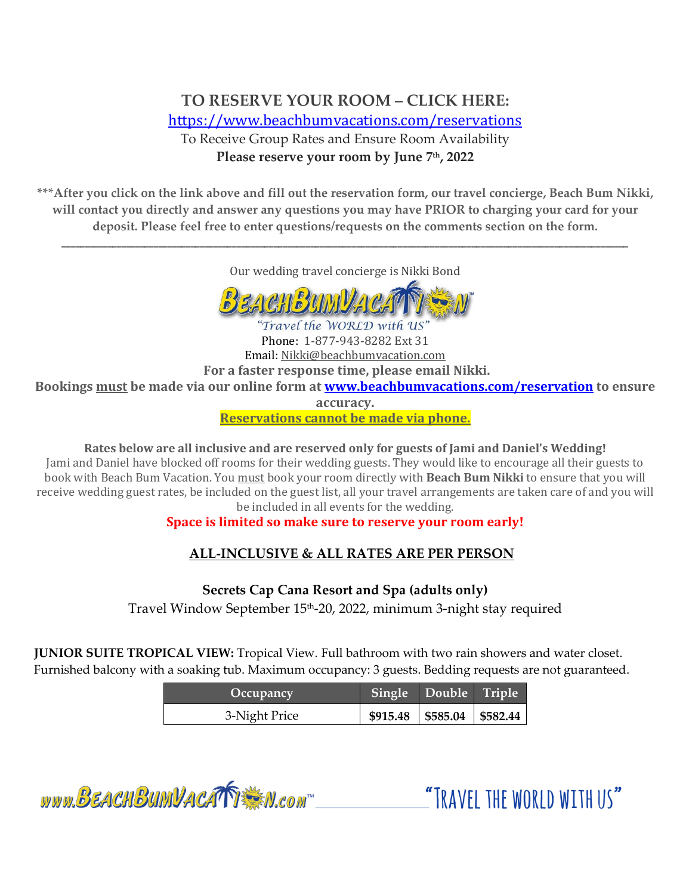## TO RESERVE YOUR ROOM – CLICK HERE:

https://www.beachbumvacations.com/reservations

To Receive Group Rates and Ensure Room Availability

**Please reserve your room by June 7th, 2022**

**\*\*\*After you click on the link above and fill out the reservation form, our travel concierge, Beach Bum Nikki, will contact you directly and answer any questions you may have PRIOR to charging your card for your deposit. Please feel free to enter questions/requests on the comments section on the form.**

---

Our wedding travel concierge is Nikki Bond

BEACHBUMVACATION™

*"Travel the WORLD with US"*

Phone: 1-877-943-8282 Ext 31

Email: Nikki@beachbumvacation.com

**For a faster response time, please email Nikki.**

**Bookings must be made via our online form at www.beachbumvacations.com/reservation to ensure accuracy.**

**Reservations cannot be made via phone.**

**Rates below are all inclusive and are reserved only for guests of Jami and Daniel's Wedding!**

Jami and Daniel have blocked off rooms for their wedding guests. They would like to encourage all their guests to book with Beach Bum Vacation. You must book your room directly with **Beach Bum Nikki** to ensure that you will receive wedding guest rates, be included on the guest list, all your travel arrangements are taken care of and you will be included in all events for the wedding.

**Space is limited so make sure to reserve your room early!**

### ALL-INCLUSIVE & ALL RATES ARE PER PERSON

**Secrets Cap Cana Resort and Spa (adults only)**

Travel Window September 15th-20, 2022, minimum 3-night stay required

**JUNIOR SUITE TROPICAL VIEW:** Tropical View. Full bathroom with two rain showers and water closet. Furnished balcony with a soaking tub. Maximum occupancy: 3 guests. Bedding requests are not guaranteed.

| Occupancy | Single | Double | Triple |
|---|---|---|---|
| 3-Night Price | **$915.48** | **$585.04** | **$582.44** |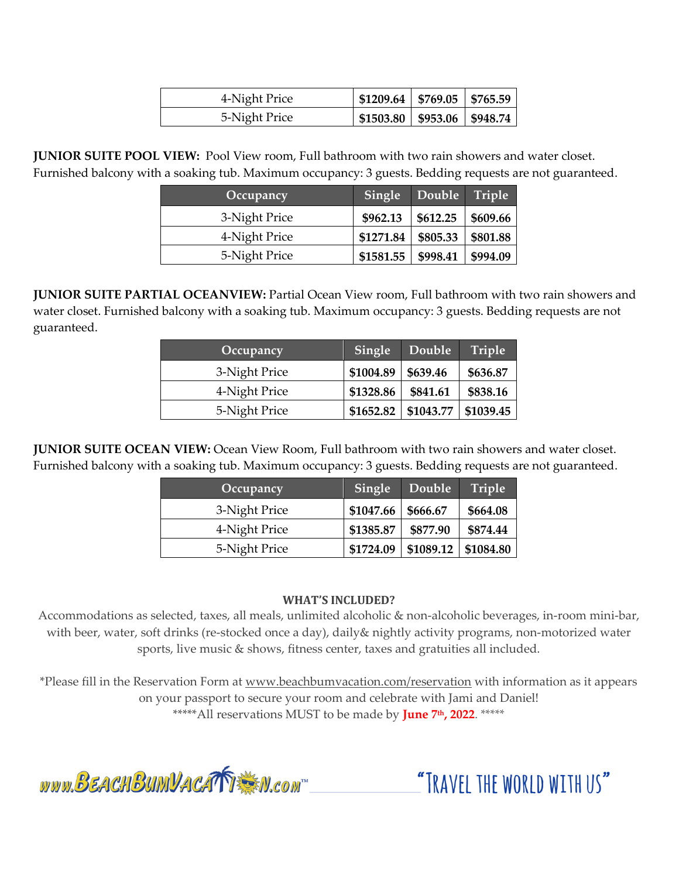| | | | |
|---|---|---|---|
| 4-Night Price | $1209.64 | $769.05 | $765.59 |
| 5-Night Price | $1503.80 | $953.06 | $948.74 |

**JUNIOR SUITE POOL VIEW:** Pool View room, Full bathroom with two rain showers and water closet. Furnished balcony with a soaking tub. Maximum occupancy: 3 guests. Bedding requests are not guaranteed.

| Occupancy | Single | Double | Triple |
|---|---|---|---|
| 3-Night Price | $962.13 | $612.25 | $609.66 |
| 4-Night Price | $1271.84 | $805.33 | $801.88 |
| 5-Night Price | $1581.55 | $998.41 | $994.09 |

**JUNIOR SUITE PARTIAL OCEANVIEW:** Partial Ocean View room, Full bathroom with two rain showers and water closet. Furnished balcony with a soaking tub. Maximum occupancy: 3 guests. Bedding requests are not guaranteed.

| Occupancy | Single | Double | Triple |
|---|---|---|---|
| 3-Night Price | $1004.89 | $639.46 | $636.87 |
| 4-Night Price | $1328.86 | $841.61 | $838.16 |
| 5-Night Price | $1652.82 | $1043.77 | $1039.45 |

**JUNIOR SUITE OCEAN VIEW:** Ocean View Room, Full bathroom with two rain showers and water closet. Furnished balcony with a soaking tub. Maximum occupancy: 3 guests. Bedding requests are not guaranteed.

| Occupancy | Single | Double | Triple |
|---|---|---|---|
| 3-Night Price | $1047.66 | $666.67 | $664.08 |
| 4-Night Price | $1385.87 | $877.90 | $874.44 |
| 5-Night Price | $1724.09 | $1089.12 | $1084.80 |

**WHAT'S INCLUDED?**

Accommodations as selected, taxes, all meals, unlimited alcoholic & non-alcoholic beverages, in-room mini-bar, with beer, water, soft drinks (re-stocked once a day), daily& nightly activity programs, non-motorized water sports, live music & shows, fitness center, taxes and gratuities all included.

*Please fill in the Reservation Form at www.beachbumvacation.com/reservation with information as it appears on your passport to secure your room and celebrate with Jami and Daniel!

*****All reservations MUST to be made by **June 7th, 2022**. *****

www.BeachBumVacation.com™ "Travel the world with us"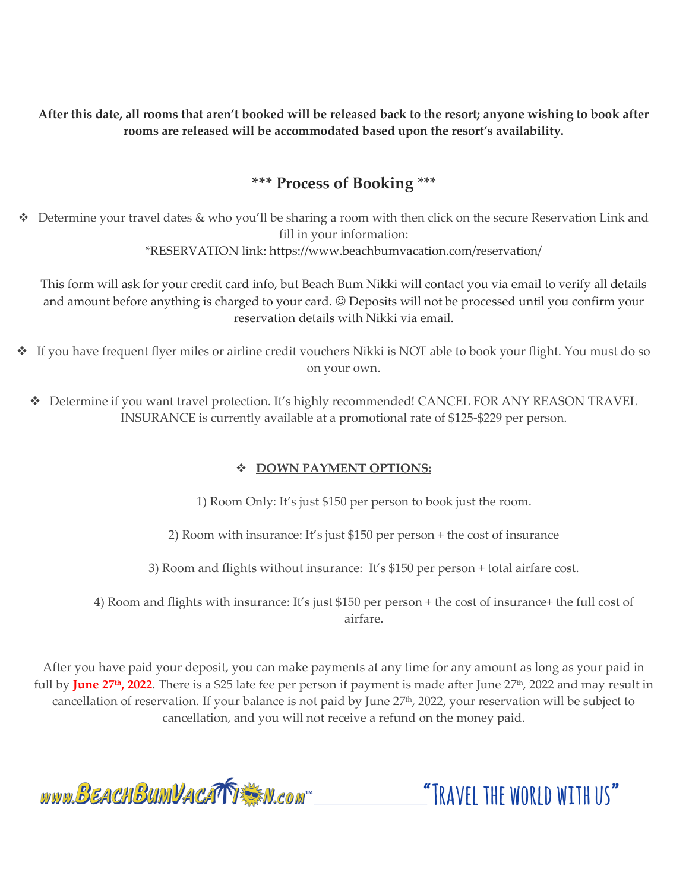**After this date, all rooms that aren't booked will be released back to the resort; anyone wishing to book after rooms are released will be accommodated based upon the resort's availability.**

## *** Process of Booking ***

- Determine your travel dates & who you'll be sharing a room with then click on the secure Reservation Link and fill in your information:
  *RESERVATION link: https://www.beachbumvacation.com/reservation/

  This form will ask for your credit card info, but Beach Bum Nikki will contact you via email to verify all details and amount before anything is charged to your card. ☺ Deposits will not be processed until you confirm your reservation details with Nikki via email.

- If you have frequent flyer miles or airline credit vouchers Nikki is NOT able to book your flight. You must do so on your own.

- Determine if you want travel protection. It's highly recommended! CANCEL FOR ANY REASON TRAVEL INSURANCE is currently available at a promotional rate of $125-$229 per person.

- **DOWN PAYMENT OPTIONS:**

  1) Room Only: It's just $150 per person to book just the room.

  2) Room with insurance: It's just $150 per person + the cost of insurance

  3) Room and flights without insurance: It's $150 per person + total airfare cost.

  4) Room and flights with insurance: It's just $150 per person + the cost of insurance+ the full cost of airfare.

After you have paid your deposit, you can make payments at any time for any amount as long as your paid in full by **June 27th, 2022**. There is a $25 late fee per person if payment is made after June 27th, 2022 and may result in cancellation of reservation. If your balance is not paid by June 27th, 2022, your reservation will be subject to cancellation, and you will not receive a refund on the money paid.

www.BeachBumVacation.com™ "Travel the world with us"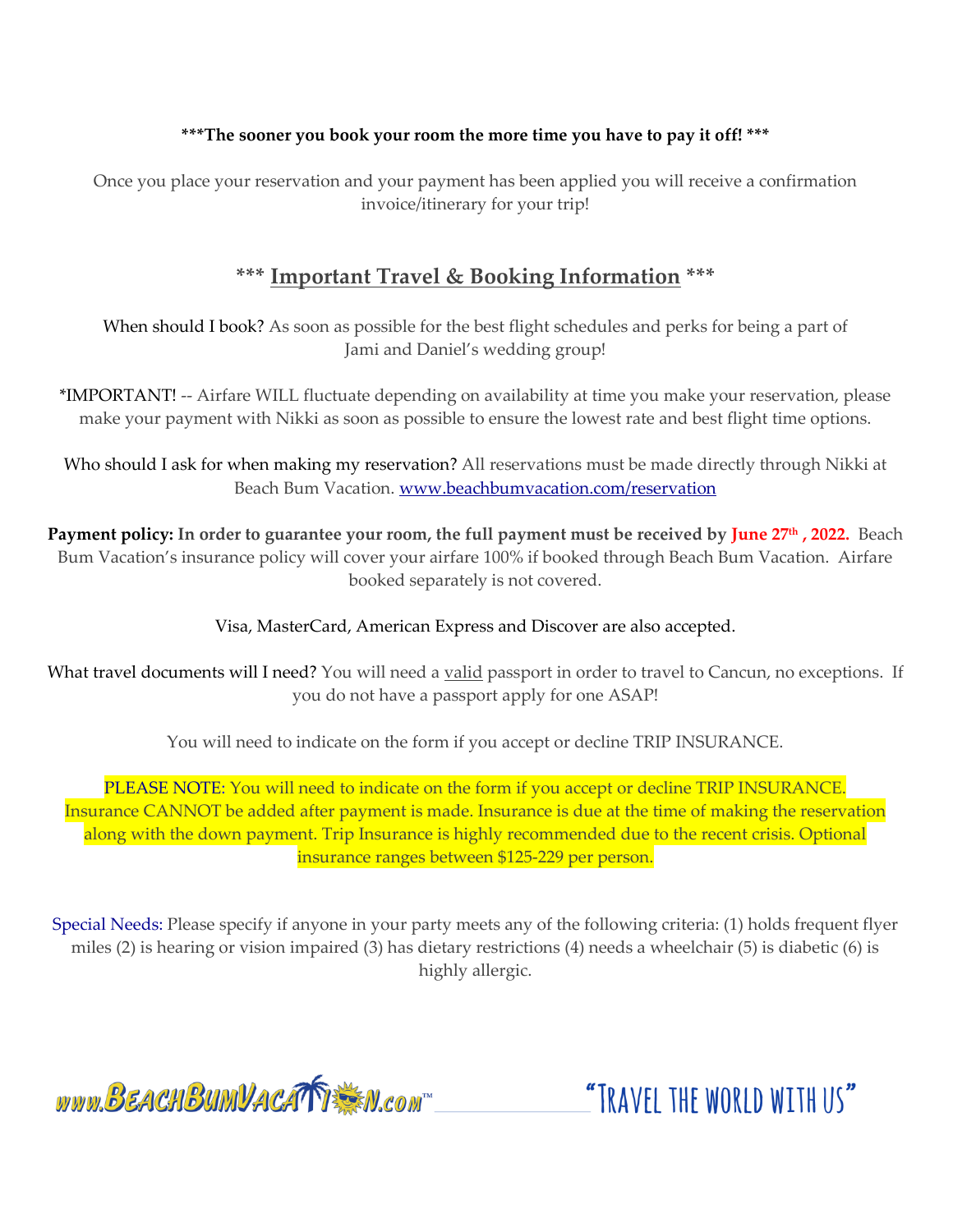**\*\*\*The sooner you book your room the more time you have to pay it off! \*\*\***

Once you place your reservation and your payment has been applied you will receive a confirmation invoice/itinerary for your trip!

## \*\*\* Important Travel & Booking Information \*\*\*

When should I book? As soon as possible for the best flight schedules and perks for being a part of Jami and Daniel's wedding group!

*IMPORTANT! -- Airfare WILL fluctuate depending on availability at time you make your reservation, please make your payment with Nikki as soon as possible to ensure the lowest rate and best flight time options.

Who should I ask for when making my reservation? All reservations must be made directly through Nikki at Beach Bum Vacation. [www.beachbumvacation.com/reservation](http://www.beachbumvacation.com/reservation)

**Payment policy: In order to guarantee your room, the full payment must be received by June 27th, 2022.** Beach Bum Vacation's insurance policy will cover your airfare 100% if booked through Beach Bum Vacation. Airfare booked separately is not covered.

Visa, MasterCard, American Express and Discover are also accepted.

What travel documents will I need? You will need a valid passport in order to travel to Cancun, no exceptions. If you do not have a passport apply for one ASAP!

You will need to indicate on the form if you accept or decline TRIP INSURANCE.

PLEASE NOTE: You will need to indicate on the form if you accept or decline TRIP INSURANCE. Insurance CANNOT be added after payment is made. Insurance is due at the time of making the reservation along with the down payment. Trip Insurance is highly recommended due to the recent crisis. Optional insurance ranges between $125-229 per person.

Special Needs: Please specify if anyone in your party meets any of the following criteria: (1) holds frequent flyer miles (2) is hearing or vision impaired (3) has dietary restrictions (4) needs a wheelchair (5) is diabetic (6) is highly allergic.

www.BeachBumVacation.com™ "Travel the world with us"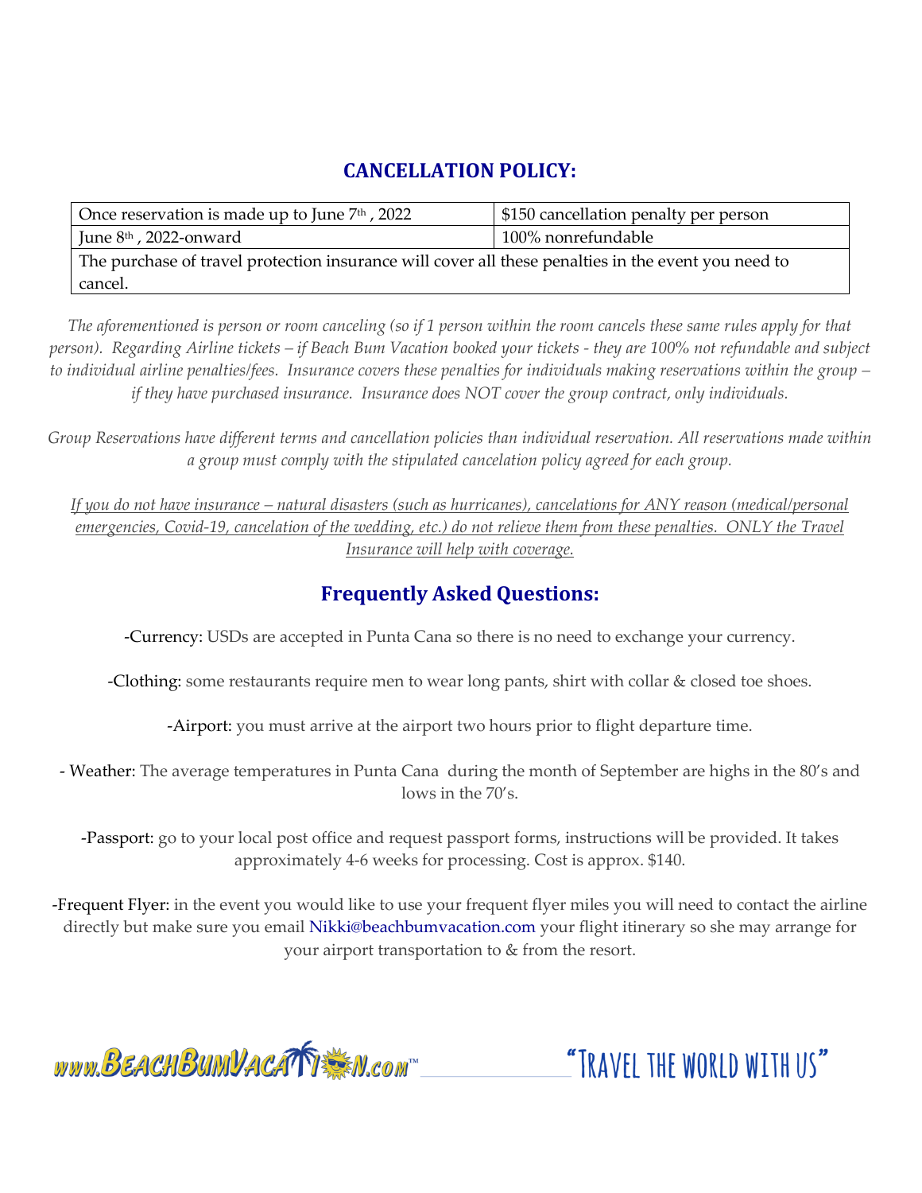## CANCELLATION POLICY:

| Once reservation is made up to June 7th , 2022 | $150 cancellation penalty per person |
|---|---|
| June 8th , 2022-onward | 100% nonrefundable |
| The purchase of travel protection insurance will cover all these penalties in the event you need to cancel. | |

*The aforementioned is person or room canceling (so if 1 person within the room cancels these same rules apply for that person). Regarding Airline tickets – if Beach Bum Vacation booked your tickets - they are 100% not refundable and subject to individual airline penalties/fees. Insurance covers these penalties for individuals making reservations within the group – if they have purchased insurance. Insurance does NOT cover the group contract, only individuals.*

*Group Reservations have different terms and cancellation policies than individual reservation. All reservations made within a group must comply with the stipulated cancelation policy agreed for each group.*

*If you do not have insurance – natural disasters (such as hurricanes), cancelations for ANY reason (medical/personal emergencies, Covid-19, cancelation of the wedding, etc.) do not relieve them from these penalties. ONLY the Travel Insurance will help with coverage.*

## Frequently Asked Questions:

-Currency: USDs are accepted in Punta Cana so there is no need to exchange your currency.

-Clothing: some restaurants require men to wear long pants, shirt with collar & closed toe shoes.

-Airport: you must arrive at the airport two hours prior to flight departure time.

- Weather: The average temperatures in Punta Cana during the month of September are highs in the 80's and lows in the 70's.

-Passport: go to your local post office and request passport forms, instructions will be provided. It takes approximately 4-6 weeks for processing. Cost is approx. $140.

-Frequent Flyer: in the event you would like to use your frequent flyer miles you will need to contact the airline directly but make sure you email Nikki@beachbumvacation.com your flight itinerary so she may arrange for your airport transportation to & from the resort.

www.BeachBumVacation.com™ "Travel the world with us"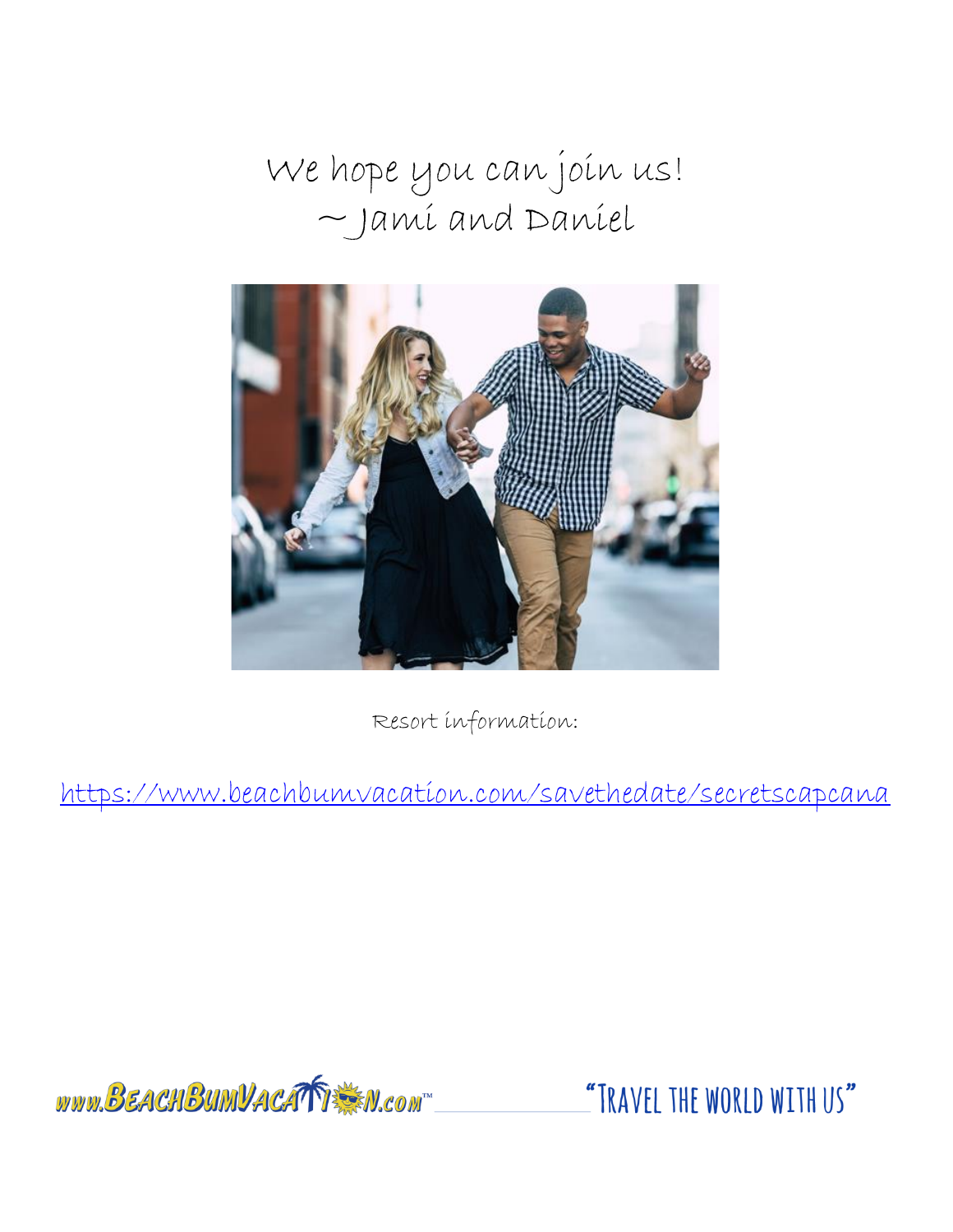We hope you can join us!
~Jami and Daniel

Resort information:

https://www.beachbumvacation.com/savethedate/secretscapcana

www.BeachBumVacation.com™ "Travel the world with us"